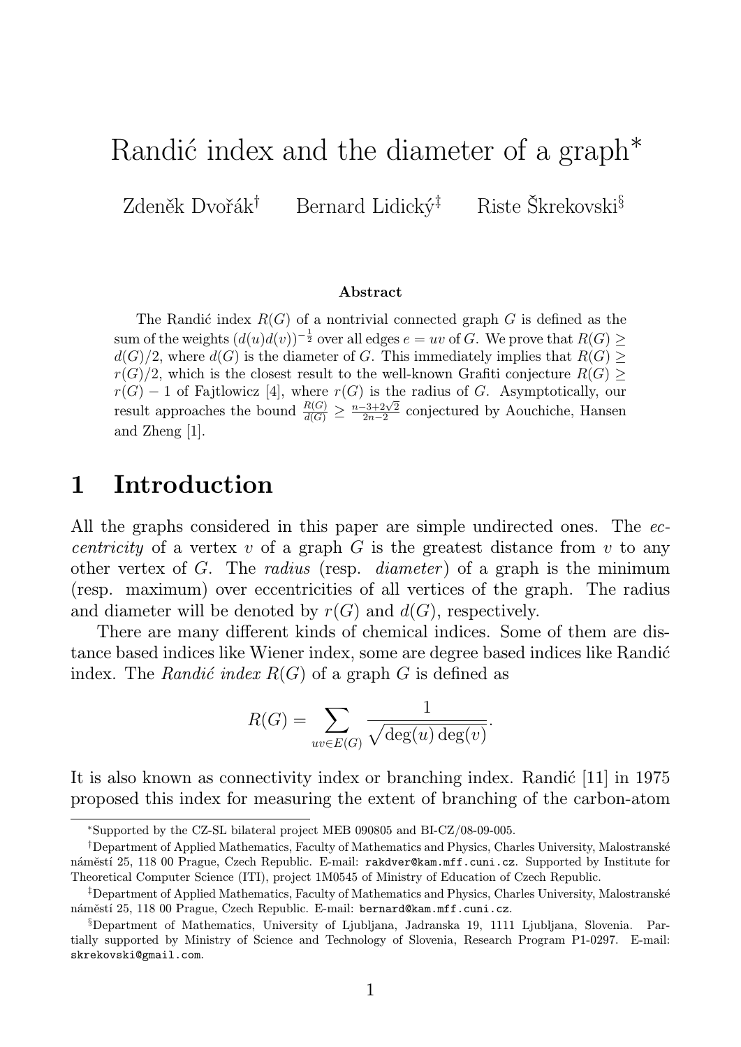# Randić index and the diameter of a graph*

Zdeněk Dvořák[†] Bernard Lidický[‡] Riste Škrekovski[§]

### Abstract

The Randić index $R(G)$ of a nontrivial connected graph $G$ is defined as the sum of the weights $(d(u)d(v))^{-\frac{1}{2}}$ over all edges $e = uv$ of $G$. We prove that $R(G) \geq d(G)/2$, where $d(G)$ is the diameter of $G$. This immediately implies that $R(G) \geq r(G)/2$, which is the closest result to the well-known Grafiti conjecture $R(G) \geq r(G) - 1$ of Fajtlowicz [4], where $r(G)$ is the radius of $G$. Asymptotically, our result approaches the bound $\frac{R(G)}{d(G)} \geq \frac{n-3+2\sqrt{2}}{2n-2}$ conjectured by Aouchiche, Hansen and Zheng [1].

## 1 Introduction

All the graphs considered in this paper are simple undirected ones. The *eccentricity* of a vertex $v$ of a graph $G$ is the greatest distance from $v$ to any other vertex of $G$. The *radius* (resp. *diameter*) of a graph is the minimum (resp. maximum) over eccentricities of all vertices of the graph. The radius and diameter will be denoted by $r(G)$ and $d(G)$, respectively.

There are many different kinds of chemical indices. Some of them are distance based indices like Wiener index, some are degree based indices like Randić index. The *Randić index* $R(G)$ of a graph $G$ is defined as

$$R(G) = \sum_{uv \in E(G)} \frac{1}{\sqrt{\deg(u)\deg(v)}}.$$

It is also known as connectivity index or branching index. Randić [11] in 1975 proposed this index for measuring the extent of branching of the carbon-atom

---

*Supported by the CZ-SL bilateral project MEB 090805 and BI-CZ/08-09-005.

[†]Department of Applied Mathematics, Faculty of Mathematics and Physics, Charles University, Malostranské náměstí 25, 118 00 Prague, Czech Republic. E-mail: rakdver@kam.mff.cuni.cz. Supported by Institute for Theoretical Computer Science (ITI), project 1M0545 of Ministry of Education of Czech Republic.

[‡]Department of Applied Mathematics, Faculty of Mathematics and Physics, Charles University, Malostranské náměstí 25, 118 00 Prague, Czech Republic. E-mail: bernard@kam.mff.cuni.cz.

[§]Department of Mathematics, University of Ljubljana, Jadranska 19, 1111 Ljubljana, Slovenia. Partially supported by Ministry of Science and Technology of Slovenia, Research Program P1-0297. E-mail: skrekovski@gmail.com.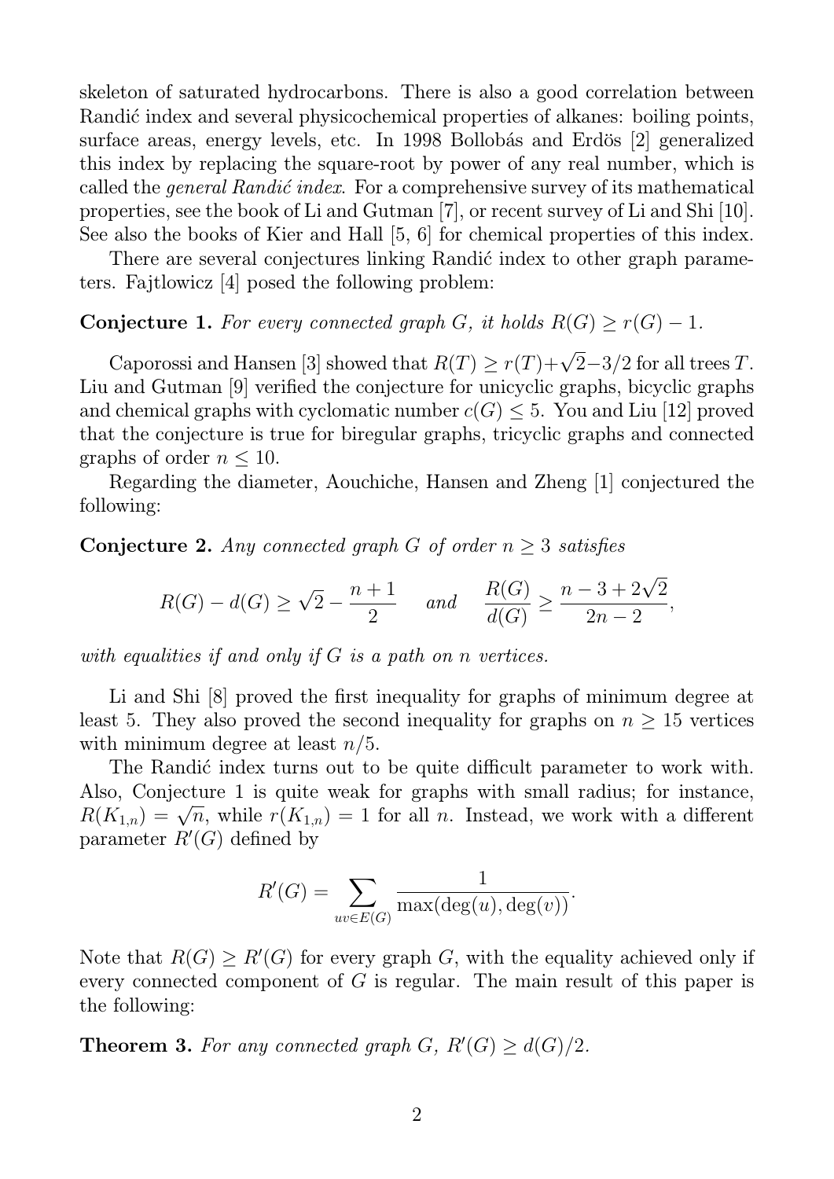skeleton of saturated hydrocarbons. There is also a good correlation between Randić index and several physicochemical properties of alkanes: boiling points, surface areas, energy levels, etc. In 1998 Bollobás and Erdös [2] generalized this index by replacing the square-root by power of any real number, which is called the *general Randić index*. For a comprehensive survey of its mathematical properties, see the book of Li and Gutman [7], or recent survey of Li and Shi [10]. See also the books of Kier and Hall [5, 6] for chemical properties of this index.

There are several conjectures linking Randić index to other graph parameters. Fajtlowicz [4] posed the following problem:

**Conjecture 1.** *For every connected graph $G$, it holds $R(G) \geq r(G) - 1$.*

Caporossi and Hansen [3] showed that $R(T) \geq r(T) + \sqrt{2} - 3/2$ for all trees $T$. Liu and Gutman [9] verified the conjecture for unicyclic graphs, bicyclic graphs and chemical graphs with cyclomatic number $c(G) \leq 5$. You and Liu [12] proved that the conjecture is true for biregular graphs, tricyclic graphs and connected graphs of order $n \leq 10$.

Regarding the diameter, Aouchiche, Hansen and Zheng [1] conjectured the following:

**Conjecture 2.** *Any connected graph $G$ of order $n \geq 3$ satisfies*

$$R(G) - d(G) \geq \sqrt{2} - \frac{n+1}{2} \quad \text{and} \quad \frac{R(G)}{d(G)} \geq \frac{n - 3 + 2\sqrt{2}}{2n - 2},$$

*with equalities if and only if $G$ is a path on $n$ vertices.*

Li and Shi [8] proved the first inequality for graphs of minimum degree at least 5. They also proved the second inequality for graphs on $n \geq 15$ vertices with minimum degree at least $n/5$.

The Randić index turns out to be quite difficult parameter to work with. Also, Conjecture 1 is quite weak for graphs with small radius; for instance, $R(K_{1,n}) = \sqrt{n}$, while $r(K_{1,n}) = 1$ for all $n$. Instead, we work with a different parameter $R'(G)$ defined by

$$R'(G) = \sum_{uv \in E(G)} \frac{1}{\max(\deg(u), \deg(v))}.$$

Note that $R(G) \geq R'(G)$ for every graph $G$, with the equality achieved only if every connected component of $G$ is regular. The main result of this paper is the following:

**Theorem 3.** *For any connected graph $G$, $R'(G) \geq d(G)/2$.*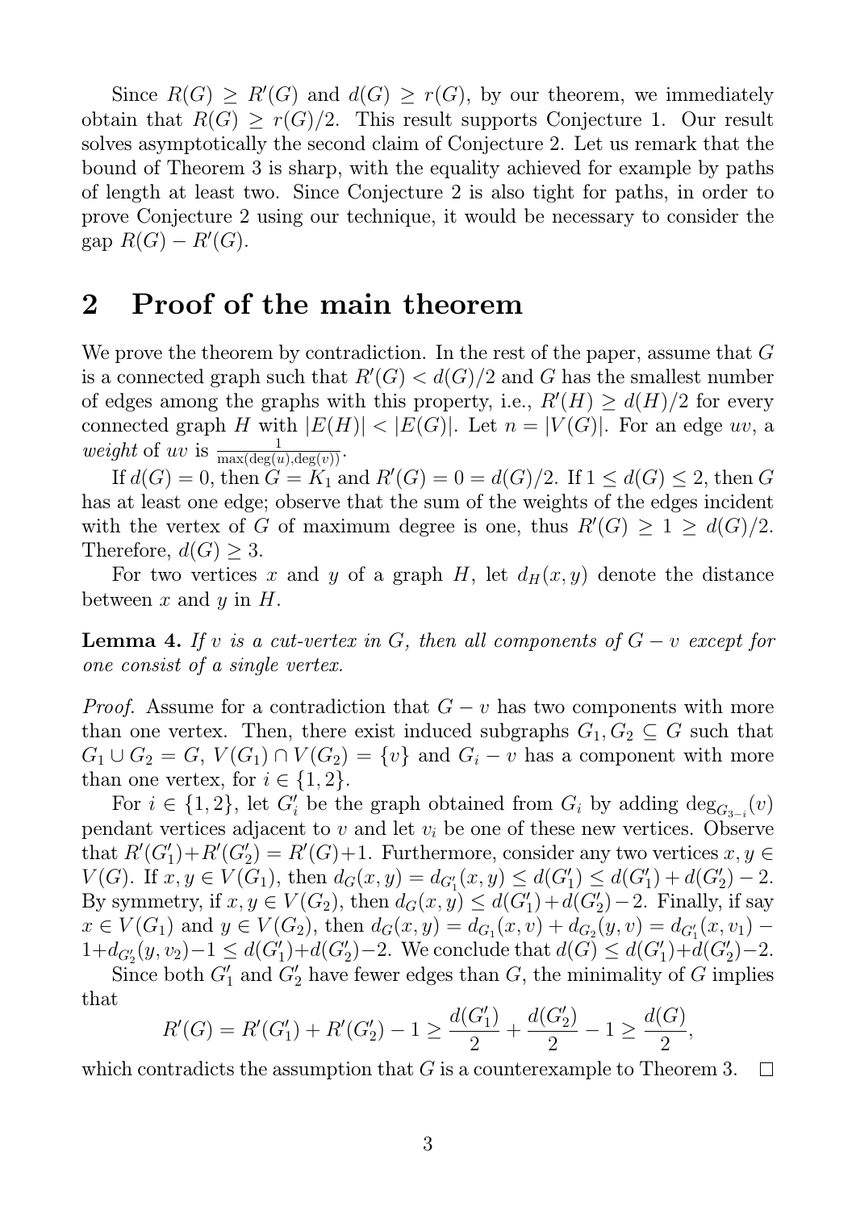Since $R(G) \geq R'(G)$ and $d(G) \geq r(G)$, by our theorem, we immediately obtain that $R(G) \geq r(G)/2$. This result supports Conjecture 1. Our result solves asymptotically the second claim of Conjecture 2. Let us remark that the bound of Theorem 3 is sharp, with the equality achieved for example by paths of length at least two. Since Conjecture 2 is also tight for paths, in order to prove Conjecture 2 using our technique, it would be necessary to consider the gap $R(G) - R'(G)$.

## 2 Proof of the main theorem

We prove the theorem by contradiction. In the rest of the paper, assume that $G$ is a connected graph such that $R'(G) < d(G)/2$ and $G$ has the smallest number of edges among the graphs with this property, i.e., $R'(H) \geq d(H)/2$ for every connected graph $H$ with $|E(H)| < |E(G)|$. Let $n = |V(G)|$. For an edge $uv$, a *weight* of $uv$ is $\frac{1}{\max(\deg(u), \deg(v))}$.

If $d(G) = 0$, then $G = K_1$ and $R'(G) = 0 = d(G)/2$. If $1 \leq d(G) \leq 2$, then $G$ has at least one edge; observe that the sum of the weights of the edges incident with the vertex of $G$ of maximum degree is one, thus $R'(G) \geq 1 \geq d(G)/2$. Therefore, $d(G) \geq 3$.

For two vertices $x$ and $y$ of a graph $H$, let $d_H(x, y)$ denote the distance between $x$ and $y$ in $H$.

**Lemma 4.** *If $v$ is a cut-vertex in $G$, then all components of $G - v$ except for one consist of a single vertex.*

*Proof.* Assume for a contradiction that $G - v$ has two components with more than one vertex. Then, there exist induced subgraphs $G_1, G_2 \subseteq G$ such that $G_1 \cup G_2 = G$, $V(G_1) \cap V(G_2) = \{v\}$ and $G_i - v$ has a component with more than one vertex, for $i \in \{1, 2\}$.

For $i \in \{1, 2\}$, let $G'_i$ be the graph obtained from $G_i$ by adding $\deg_{G_{3-i}}(v)$ pendant vertices adjacent to $v$ and let $v_i$ be one of these new vertices. Observe that $R'(G'_1) + R'(G'_2) = R'(G) + 1$. Furthermore, consider any two vertices $x, y \in V(G)$. If $x, y \in V(G_1)$, then $d_G(x, y) = d_{G'_1}(x, y) \leq d(G'_1) \leq d(G'_1) + d(G'_2) - 2$. By symmetry, if $x, y \in V(G_2)$, then $d_G(x, y) \leq d(G'_1) + d(G'_2) - 2$. Finally, if say $x \in V(G_1)$ and $y \in V(G_2)$, then $d_G(x, y) = d_{G_1}(x, v) + d_{G_2}(y, v) = d_{G'_1}(x, v_1) - 1 + d_{G'_2}(y, v_2) - 1 \leq d(G'_1) + d(G'_2) - 2$. We conclude that $d(G) \leq d(G'_1) + d(G'_2) - 2$.

Since both $G'_1$ and $G'_2$ have fewer edges than $G$, the minimality of $G$ implies that

$$R'(G) = R'(G'_1) + R'(G'_2) - 1 \geq \frac{d(G'_1)}{2} + \frac{d(G'_2)}{2} - 1 \geq \frac{d(G)}{2},$$

which contradicts the assumption that $G$ is a counterexample to Theorem 3. $\square$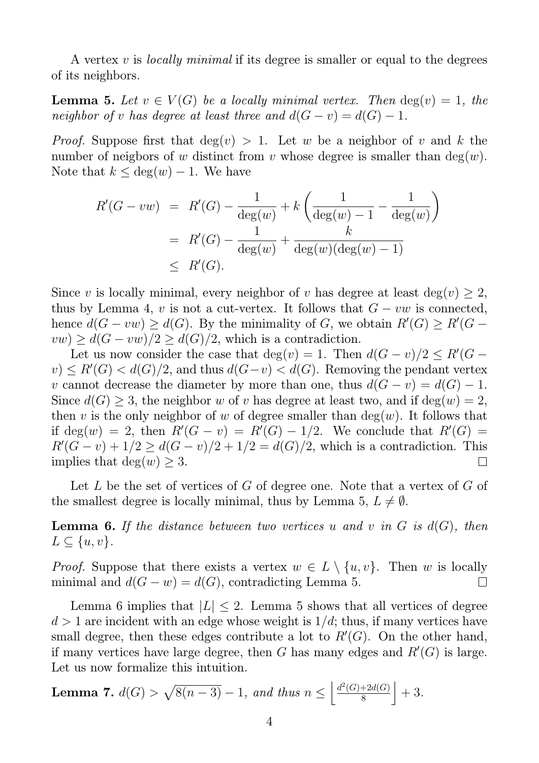A vertex $v$ is *locally minimal* if its degree is smaller or equal to the degrees of its neighbors.

**Lemma 5.** *Let $v \in V(G)$ be a locally minimal vertex. Then $\deg(v) = 1$, the neighbor of $v$ has degree at least three and $d(G - v) = d(G) - 1$.*

*Proof.* Suppose first that $\deg(v) > 1$. Let $w$ be a neighbor of $v$ and $k$ the number of neigbors of $w$ distinct from $v$ whose degree is smaller than $\deg(w)$. Note that $k \leq \deg(w) - 1$. We have

$$
\begin{aligned}
R'(G - vw) &= R'(G) - \frac{1}{\deg(w)} + k\left(\frac{1}{\deg(w)-1} - \frac{1}{\deg(w)}\right) \\
&= R'(G) - \frac{1}{\deg(w)} + \frac{k}{\deg(w)(\deg(w)-1)} \\
&\leq R'(G).
\end{aligned}
$$

Since $v$ is locally minimal, every neighbor of $v$ has degree at least $\deg(v) \geq 2$, thus by Lemma 4, $v$ is not a cut-vertex. It follows that $G - vw$ is connected, hence $d(G - vw) \geq d(G)$. By the minimality of $G$, we obtain $R'(G) \geq R'(G - vw) \geq d(G - vw)/2 \geq d(G)/2$, which is a contradiction.

Let us now consider the case that $\deg(v) = 1$. Then $d(G - v)/2 \leq R'(G - v) \leq R'(G) < d(G)/2$, and thus $d(G-v) < d(G)$. Removing the pendant vertex $v$ cannot decrease the diameter by more than one, thus $d(G - v) = d(G) - 1$. Since $d(G) \geq 3$, the neighbor $w$ of $v$ has degree at least two, and if $\deg(w) = 2$, then $v$ is the only neighbor of $w$ of degree smaller than $\deg(w)$. It follows that if $\deg(w) = 2$, then $R'(G - v) = R'(G) - 1/2$. We conclude that $R'(G) = R'(G - v) + 1/2 \geq d(G - v)/2 + 1/2 = d(G)/2$, which is a contradiction. This implies that $\deg(w) \geq 3$. □

Let $L$ be the set of vertices of $G$ of degree one. Note that a vertex of $G$ of the smallest degree is locally minimal, thus by Lemma 5, $L \neq \emptyset$.

**Lemma 6.** *If the distance between two vertices $u$ and $v$ in $G$ is $d(G)$, then $L \subseteq \{u, v\}$.*

*Proof.* Suppose that there exists a vertex $w \in L \setminus \{u, v\}$. Then $w$ is locally minimal and $d(G - w) = d(G)$, contradicting Lemma 5. □

Lemma 6 implies that $|L| \leq 2$. Lemma 5 shows that all vertices of degree $d > 1$ are incident with an edge whose weight is $1/d$; thus, if many vertices have small degree, then these edges contribute a lot to $R'(G)$. On the other hand, if many vertices have large degree, then $G$ has many edges and $R'(G)$ is large. Let us now formalize this intuition.

**Lemma 7.** $d(G) > \sqrt{8(n-3)} - 1$, *and thus* $n \leq \left\lfloor \frac{d^2(G) + 2d(G)}{8} \right\rfloor + 3$.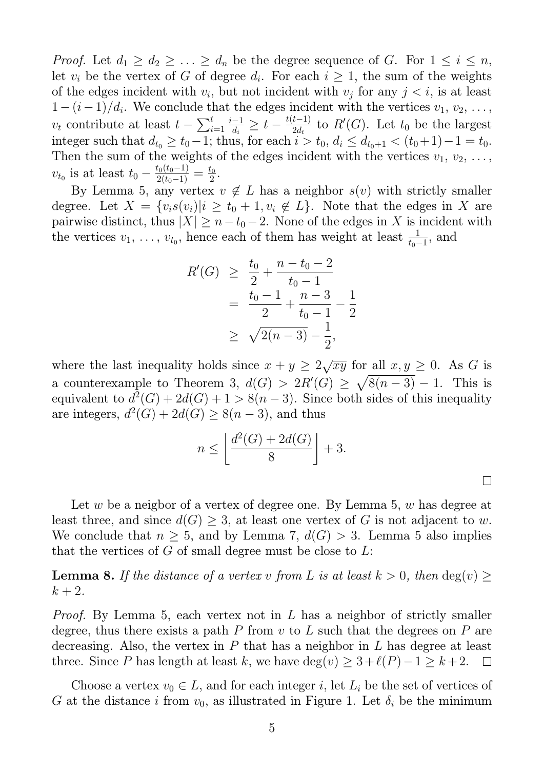*Proof.* Let $d_1 \geq d_2 \geq \ldots \geq d_n$ be the degree sequence of $G$. For $1 \leq i \leq n$, let $v_i$ be the vertex of $G$ of degree $d_i$. For each $i \geq 1$, the sum of the weights of the edges incident with $v_i$, but not incident with $v_j$ for any $j < i$, is at least $1 - (i-1)/d_i$. We conclude that the edges incident with the vertices $v_1, v_2, \ldots, v_t$ contribute at least $t - \sum_{i=1}^{t} \frac{i-1}{d_i} \geq t - \frac{t(t-1)}{2d_t}$ to $R'(G)$. Let $t_0$ be the largest integer such that $d_{t_0} \geq t_0 - 1$; thus, for each $i > t_0$, $d_i \leq d_{t_0+1} < (t_0+1) - 1 = t_0$. Then the sum of the weights of the edges incident with the vertices $v_1, v_2, \ldots, v_{t_0}$ is at least $t_0 - \frac{t_0(t_0-1)}{2(t_0-1)} = \frac{t_0}{2}$.

By Lemma 5, any vertex $v \notin L$ has a neighbor $s(v)$ with strictly smaller degree. Let $X = \{v_i s(v_i) | i \geq t_0 + 1, v_i \notin L\}$. Note that the edges in $X$ are pairwise distinct, thus $|X| \geq n - t_0 - 2$. None of the edges in $X$ is incident with the vertices $v_1, \ldots, v_{t_0}$, hence each of them has weight at least $\frac{1}{t_0 - 1}$, and

$$
\begin{aligned}
R'(G) &\geq \frac{t_0}{2} + \frac{n - t_0 - 2}{t_0 - 1} \\
&= \frac{t_0 - 1}{2} + \frac{n-3}{t_0 - 1} - \frac{1}{2} \\
&\geq \sqrt{2(n-3)} - \frac{1}{2},
\end{aligned}
$$

where the last inequality holds since $x + y \geq 2\sqrt{xy}$ for all $x, y \geq 0$. As $G$ is a counterexample to Theorem 3, $d(G) > 2R'(G) \geq \sqrt{8(n-3)} - 1$. This is equivalent to $d^2(G) + 2d(G) + 1 > 8(n-3)$. Since both sides of this inequality are integers, $d^2(G) + 2d(G) \geq 8(n-3)$, and thus

$$
n \leq \left\lfloor \frac{d^2(G) + 2d(G)}{8} \right\rfloor + 3.
$$

□

Let $w$ be a neigbor of a vertex of degree one. By Lemma 5, $w$ has degree at least three, and since $d(G) \geq 3$, at least one vertex of $G$ is not adjacent to $w$. We conclude that $n \geq 5$, and by Lemma 7, $d(G) > 3$. Lemma 5 also implies that the vertices of $G$ of small degree must be close to $L$:

**Lemma 8.** *If the distance of a vertex $v$ from $L$ is at least $k > 0$, then $\deg(v) \geq k + 2$.*

*Proof.* By Lemma 5, each vertex not in $L$ has a neighbor of strictly smaller degree, thus there exists a path $P$ from $v$ to $L$ such that the degrees on $P$ are decreasing. Also, the vertex in $P$ that has a neighbor in $L$ has degree at least three. Since $P$ has length at least $k$, we have $\deg(v) \geq 3 + \ell(P) - 1 \geq k + 2$. □

Choose a vertex $v_0 \in L$, and for each integer $i$, let $L_i$ be the set of vertices of $G$ at the distance $i$ from $v_0$, as illustrated in Figure 1. Let $\delta_i$ be the minimum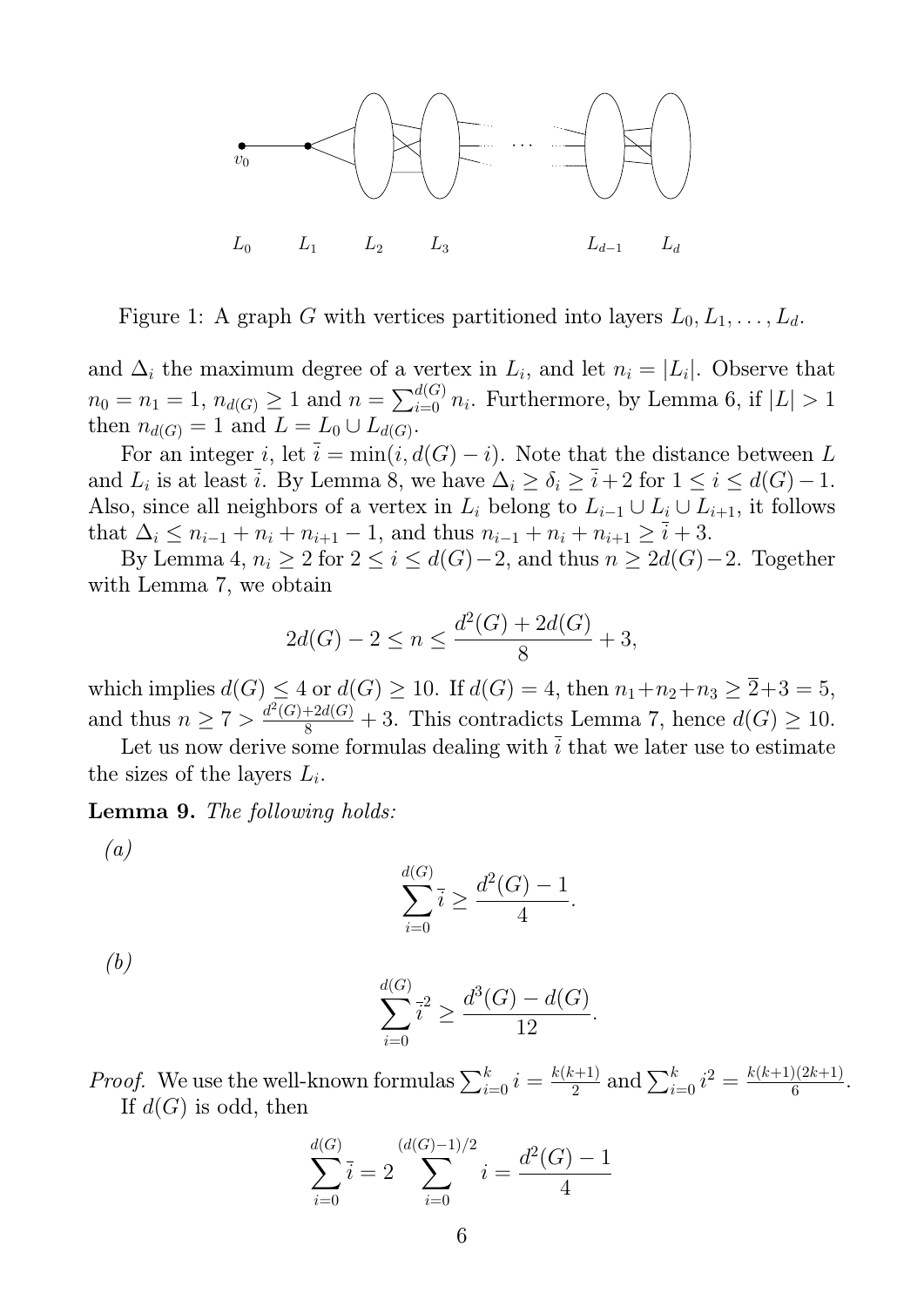Figure 1: A graph $G$ with vertices partitioned into layers $L_0, L_1, \ldots, L_d$.

and $\Delta_i$ the maximum degree of a vertex in $L_i$, and let $n_i = |L_i|$. Observe that $n_0 = n_1 = 1$, $n_{d(G)} \geq 1$ and $n = \sum_{i=0}^{d(G)} n_i$. Furthermore, by Lemma 6, if $|L| > 1$ then $n_{d(G)} = 1$ and $L = L_0 \cup L_{d(G)}$.

For an integer $i$, let $\bar{i} = \min(i, d(G) - i)$. Note that the distance between $L$ and $L_i$ is at least $\bar{i}$. By Lemma 8, we have $\Delta_i \geq \delta_i \geq \bar{i} + 2$ for $1 \leq i \leq d(G) - 1$. Also, since all neighbors of a vertex in $L_i$ belong to $L_{i-1} \cup L_i \cup L_{i+1}$, it follows that $\Delta_i \leq n_{i-1} + n_i + n_{i+1} - 1$, and thus $n_{i-1} + n_i + n_{i+1} \geq \bar{i} + 3$.

By Lemma 4, $n_i \geq 2$ for $2 \leq i \leq d(G) - 2$, and thus $n \geq 2d(G) - 2$. Together with Lemma 7, we obtain

$$2d(G) - 2 \leq n \leq \frac{d^2(G) + 2d(G)}{8} + 3,$$

which implies $d(G) \leq 4$ or $d(G) \geq 10$. If $d(G) = 4$, then $n_1 + n_2 + n_3 \geq \bar{2} + 3 = 5$, and thus $n \geq 7 > \frac{d^2(G) + 2d(G)}{8} + 3$. This contradicts Lemma 7, hence $d(G) \geq 10$.

Let us now derive some formulas dealing with $\bar{i}$ that we later use to estimate the sizes of the layers $L_i$.

**Lemma 9.** *The following holds:*

*(a)*

$$\sum_{i=0}^{d(G)} \bar{i} \geq \frac{d^2(G) - 1}{4}.$$

*(b)*

$$\sum_{i=0}^{d(G)} \bar{i}^2 \geq \frac{d^3(G) - d(G)}{12}.$$

*Proof.* We use the well-known formulas $\sum_{i=0}^{k} i = \frac{k(k+1)}{2}$ and $\sum_{i=0}^{k} i^2 = \frac{k(k+1)(2k+1)}{6}$.

If $d(G)$ is odd, then

$$\sum_{i=0}^{d(G)} \bar{i} = 2 \sum_{i=0}^{(d(G)-1)/2} i = \frac{d^2(G) - 1}{4}$$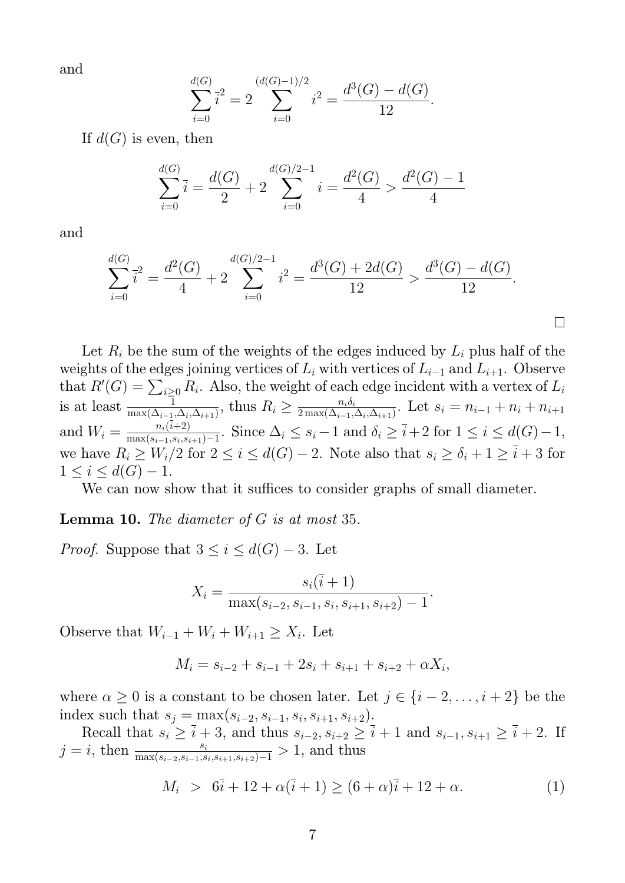and

$$\sum_{i=0}^{d(G)} \bar{i}^2 = 2 \sum_{i=0}^{(d(G)-1)/2} i^2 = \frac{d^3(G) - d(G)}{12}.$$

If $d(G)$ is even, then

$$\sum_{i=0}^{d(G)} \bar{i} = \frac{d(G)}{2} + 2 \sum_{i=0}^{d(G)/2-1} i = \frac{d^2(G)}{4} > \frac{d^2(G) - 1}{4}$$

and

$$\sum_{i=0}^{d(G)} \bar{i}^2 = \frac{d^2(G)}{4} + 2 \sum_{i=0}^{d(G)/2-1} i^2 = \frac{d^3(G) + 2d(G)}{12} > \frac{d^3(G) - d(G)}{12}.$$

□

Let $R_i$ be the sum of the weights of the edges induced by $L_i$ plus half of the weights of the edges joining vertices of $L_i$ with vertices of $L_{i-1}$ and $L_{i+1}$. Observe that $R'(G) = \sum_{i \geq 0} R_i$. Also, the weight of each edge incident with a vertex of $L_i$ is at least $\frac{1}{\max(\Delta_{i-1}, \Delta_i, \Delta_{i+1})}$, thus $R_i \geq \frac{n_i \delta_i}{2 \max(\Delta_{i-1}, \Delta_i, \Delta_{i+1})}$. Let $s_i = n_{i-1} + n_i + n_{i+1}$ and $W_i = \frac{n_i(\bar{i}+2)}{\max(s_{i-1}, s_i, s_{i+1}) - 1}$. Since $\Delta_i \leq s_i - 1$ and $\delta_i \geq \bar{i} + 2$ for $1 \leq i \leq d(G) - 1$, we have $R_i \geq W_i/2$ for $2 \leq i \leq d(G) - 2$. Note also that $s_i \geq \delta_i + 1 \geq \bar{i} + 3$ for $1 \leq i \leq d(G) - 1$.

We can now show that it suffices to consider graphs of small diameter.

**Lemma 10.** *The diameter of* $G$ *is at most* 35.

*Proof.* Suppose that $3 \leq i \leq d(G) - 3$. Let

$$X_i = \frac{s_i(\bar{i} + 1)}{\max(s_{i-2}, s_{i-1}, s_i, s_{i+1}, s_{i+2}) - 1}.$$

Observe that $W_{i-1} + W_i + W_{i+1} \geq X_i$. Let

$$M_i = s_{i-2} + s_{i-1} + 2s_i + s_{i+1} + s_{i+2} + \alpha X_i,$$

where $\alpha \geq 0$ is a constant to be chosen later. Let $j \in \{i-2, \ldots, i+2\}$ be the index such that $s_j = \max(s_{i-2}, s_{i-1}, s_i, s_{i+1}, s_{i+2})$.

Recall that $s_i \geq \bar{i} + 3$, and thus $s_{i-2}, s_{i+2} \geq \bar{i} + 1$ and $s_{i-1}, s_{i+1} \geq \bar{i} + 2$. If $j = i$, then $\frac{s_i}{\max(s_{i-2}, s_{i-1}, s_i, s_{i+1}, s_{i+2}) - 1} > 1$, and thus

$$M_i \;>\; 6\bar{i} + 12 + \alpha(\bar{i} + 1) \geq (6 + \alpha)\bar{i} + 12 + \alpha. \tag{1}$$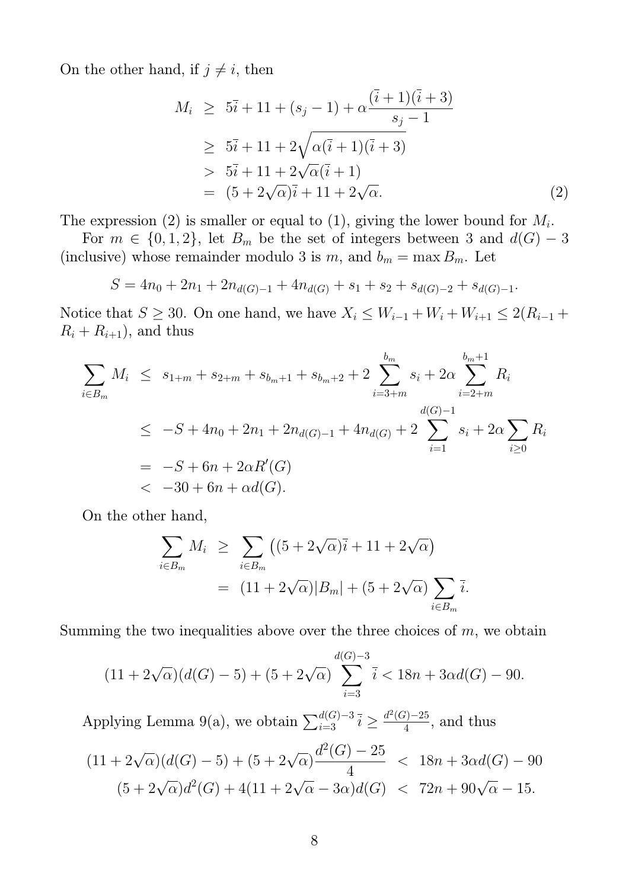On the other hand, if $j \neq i$, then

$$
\begin{aligned}
M_i &\geq 5\bar{i} + 11 + (s_j - 1) + \alpha \frac{(\bar{i}+1)(\bar{i}+3)}{s_j - 1} \\
&\geq 5\bar{i} + 11 + 2\sqrt{\alpha(\bar{i}+1)(\bar{i}+3)} \\
&> 5\bar{i} + 11 + 2\sqrt{\alpha}(\bar{i}+1) \\
&= (5 + 2\sqrt{\alpha})\bar{i} + 11 + 2\sqrt{\alpha}. \qquad (2)
\end{aligned}
$$

The expression (2) is smaller or equal to (1), giving the lower bound for $M_i$.

For $m \in \{0, 1, 2\}$, let $B_m$ be the set of integers between 3 and $d(G) - 3$ (inclusive) whose remainder modulo 3 is $m$, and $b_m = \max B_m$. Let

$$
S = 4n_0 + 2n_1 + 2n_{d(G)-1} + 4n_{d(G)} + s_1 + s_2 + s_{d(G)-2} + s_{d(G)-1}.
$$

Notice that $S \geq 30$. On one hand, we have $X_i \leq W_{i-1} + W_i + W_{i+1} \leq 2(R_{i-1} + R_i + R_{i+1})$, and thus

$$
\begin{aligned}
\sum_{i \in B_m} M_i &\leq s_{1+m} + s_{2+m} + s_{b_m+1} + s_{b_m+2} + 2\sum_{i=3+m}^{b_m} s_i + 2\alpha \sum_{i=2+m}^{b_m+1} R_i \\
&\leq -S + 4n_0 + 2n_1 + 2n_{d(G)-1} + 4n_{d(G)} + 2\sum_{i=1}^{d(G)-1} s_i + 2\alpha \sum_{i \geq 0} R_i \\
&= -S + 6n + 2\alpha R'(G) \\
&< -30 + 6n + \alpha d(G).
\end{aligned}
$$

On the other hand,

$$
\begin{aligned}
\sum_{i \in B_m} M_i &\geq \sum_{i \in B_m} \left( (5 + 2\sqrt{\alpha})\bar{i} + 11 + 2\sqrt{\alpha} \right) \\
&= (11 + 2\sqrt{\alpha})|B_m| + (5 + 2\sqrt{\alpha}) \sum_{i \in B_m} \bar{i}.
\end{aligned}
$$

Summing the two inequalities above over the three choices of $m$, we obtain

$$
(11 + 2\sqrt{\alpha})(d(G) - 5) + (5 + 2\sqrt{\alpha}) \sum_{i=3}^{d(G)-3} \bar{i} < 18n + 3\alpha d(G) - 90.
$$

Applying Lemma 9(a), we obtain $\sum_{i=3}^{d(G)-3} \bar{i} \geq \frac{d^2(G)-25}{4}$, and thus

$$
\begin{aligned}
(11 + 2\sqrt{\alpha})(d(G) - 5) + (5 + 2\sqrt{\alpha})\frac{d^2(G) - 25}{4} &< 18n + 3\alpha d(G) - 90 \\
(5 + 2\sqrt{\alpha})d^2(G) + 4(11 + 2\sqrt{\alpha} - 3\alpha)d(G) &< 72n + 90\sqrt{\alpha} - 15.
\end{aligned}
$$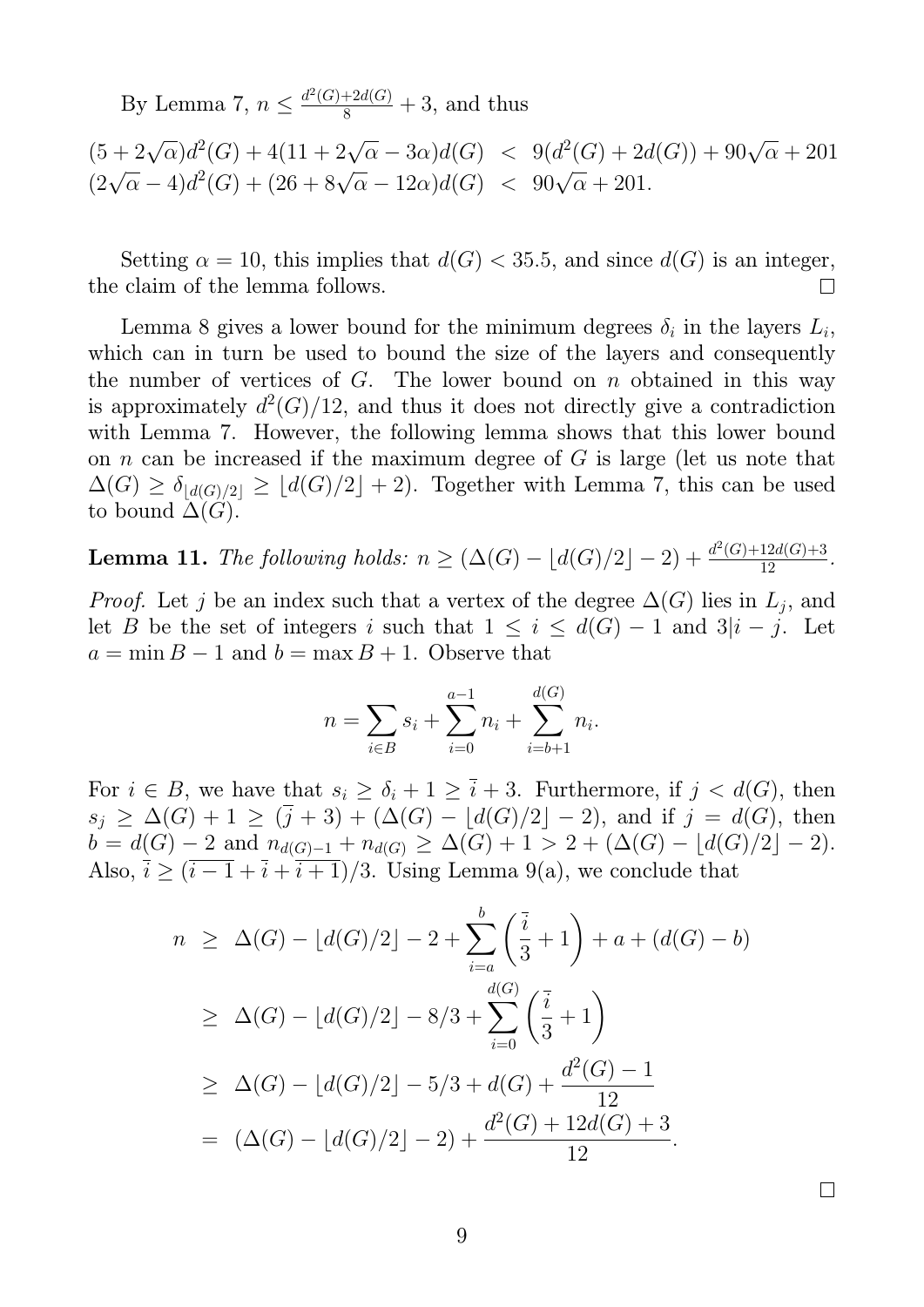By Lemma 7, $n \leq \frac{d^2(G)+2d(G)}{8} + 3$, and thus

$$
\begin{aligned}
(5+2\sqrt{\alpha})d^2(G) + 4(11+2\sqrt{\alpha}-3\alpha)d(G) &< 9(d^2(G)+2d(G)) + 90\sqrt{\alpha} + 201 \\
(2\sqrt{\alpha}-4)d^2(G) + (26+8\sqrt{\alpha}-12\alpha)d(G) &< 90\sqrt{\alpha} + 201.
\end{aligned}
$$

Setting $\alpha = 10$, this implies that $d(G) < 35.5$, and since $d(G)$ is an integer, the claim of the lemma follows. $\square$

Lemma 8 gives a lower bound for the minimum degrees $\delta_i$ in the layers $L_i$, which can in turn be used to bound the size of the layers and consequently the number of vertices of $G$. The lower bound on $n$ obtained in this way is approximately $d^2(G)/12$, and thus it does not directly give a contradiction with Lemma 7. However, the following lemma shows that this lower bound on $n$ can be increased if the maximum degree of $G$ is large (let us note that $\Delta(G) \geq \delta_{\lfloor d(G)/2 \rfloor} \geq \lfloor d(G)/2 \rfloor + 2$). Together with Lemma 7, this can be used to bound $\Delta(G)$.

**Lemma 11.** *The following holds: $n \geq (\Delta(G) - \lfloor d(G)/2 \rfloor - 2) + \frac{d^2(G)+12d(G)+3}{12}$.*

*Proof.* Let $j$ be an index such that a vertex of the degree $\Delta(G)$ lies in $L_j$, and let $B$ be the set of integers $i$ such that $1 \leq i \leq d(G) - 1$ and $3 | i - j$. Let $a = \min B - 1$ and $b = \max B + 1$. Observe that

$$
n = \sum_{i \in B} s_i + \sum_{i=0}^{a-1} n_i + \sum_{i=b+1}^{d(G)} n_i.
$$

For $i \in B$, we have that $s_i \geq \delta_i + 1 \geq \bar{i} + 3$. Furthermore, if $j < d(G)$, then $s_j \geq \Delta(G) + 1 \geq (\bar{j} + 3) + (\Delta(G) - \lfloor d(G)/2 \rfloor - 2)$, and if $j = d(G)$, then $b = d(G) - 2$ and $n_{d(G)-1} + n_{d(G)} \geq \Delta(G) + 1 > 2 + (\Delta(G) - \lfloor d(G)/2 \rfloor - 2)$. Also, $\bar{i} \geq (\overline{i-1} + \bar{i} + \overline{i+1})/3$. Using Lemma 9(a), we conclude that

$$
\begin{aligned}
n &\geq \Delta(G) - \lfloor d(G)/2 \rfloor - 2 + \sum_{i=a}^{b} \left( \frac{\bar{i}}{3} + 1 \right) + a + (d(G) - b) \\
&\geq \Delta(G) - \lfloor d(G)/2 \rfloor - 8/3 + \sum_{i=0}^{d(G)} \left( \frac{\bar{i}}{3} + 1 \right) \\
&\geq \Delta(G) - \lfloor d(G)/2 \rfloor - 5/3 + d(G) + \frac{d^2(G) - 1}{12} \\
&= (\Delta(G) - \lfloor d(G)/2 \rfloor - 2) + \frac{d^2(G) + 12d(G) + 3}{12}.
\end{aligned}
$$

$\square$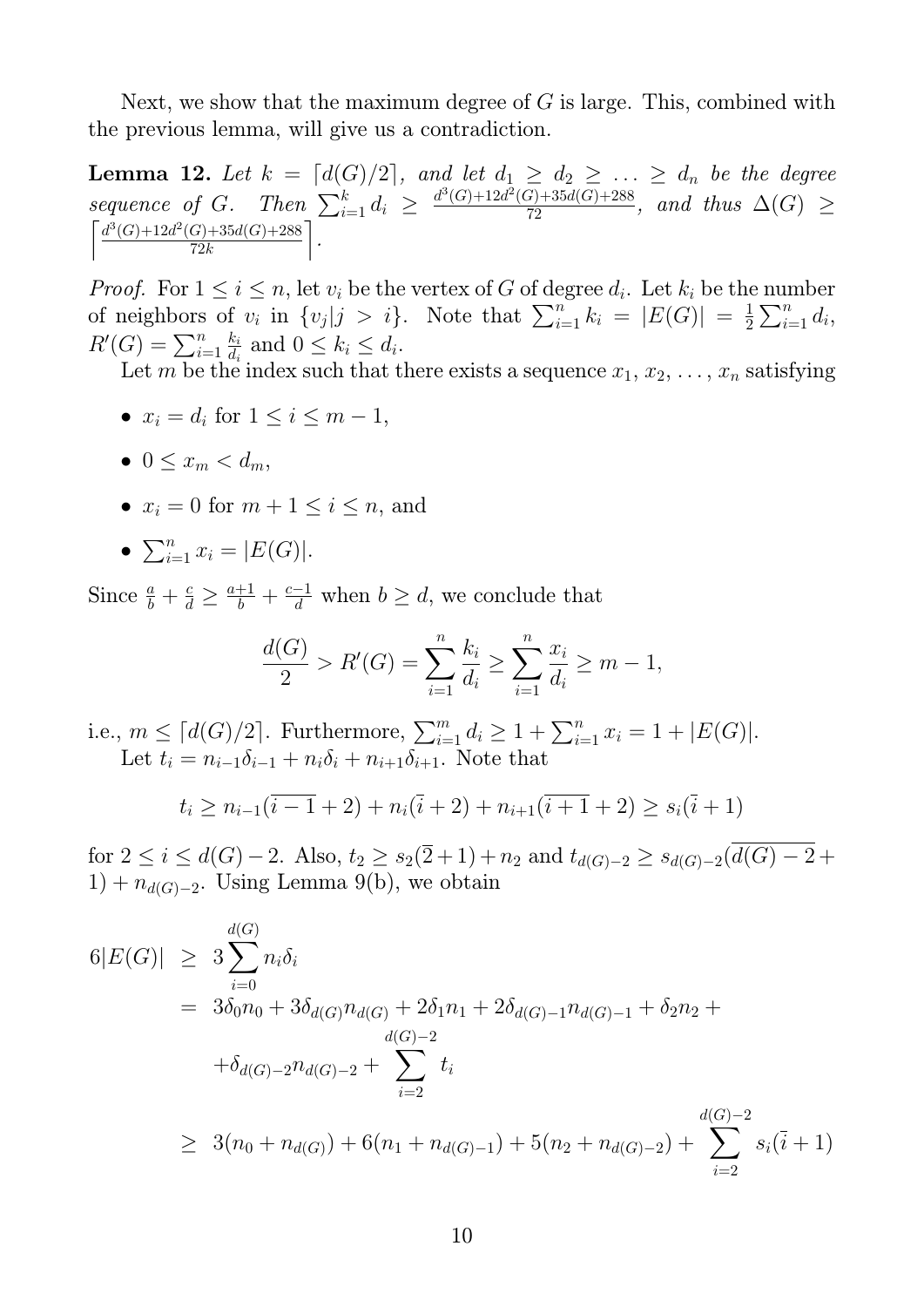Next, we show that the maximum degree of $G$ is large. This, combined with the previous lemma, will give us a contradiction.

**Lemma 12.** *Let $k = \lceil d(G)/2 \rceil$, and let $d_1 \geq d_2 \geq \ldots \geq d_n$ be the degree sequence of $G$. Then $\sum_{i=1}^{k} d_i \geq \frac{d^3(G)+12d^2(G)+35d(G)+288}{72}$, and thus $\Delta(G) \geq \left\lceil \frac{d^3(G)+12d^2(G)+35d(G)+288}{72k} \right\rceil$.*

*Proof.* For $1 \leq i \leq n$, let $v_i$ be the vertex of $G$ of degree $d_i$. Let $k_i$ be the number of neighbors of $v_i$ in $\{v_j | j > i\}$. Note that $\sum_{i=1}^{n} k_i = |E(G)| = \frac{1}{2}\sum_{i=1}^{n} d_i$, $R'(G) = \sum_{i=1}^{n} \frac{k_i}{d_i}$ and $0 \leq k_i \leq d_i$.

Let $m$ be the index such that there exists a sequence $x_1, x_2, \ldots, x_n$ satisfying

- $x_i = d_i$ for $1 \leq i \leq m-1$,
- $0 \leq x_m < d_m$,
- $x_i = 0$ for $m+1 \leq i \leq n$, and
- $\sum_{i=1}^{n} x_i = |E(G)|$.

Since $\frac{a}{b} + \frac{c}{d} \geq \frac{a+1}{b} + \frac{c-1}{d}$ when $b \geq d$, we conclude that

$$\frac{d(G)}{2} > R'(G) = \sum_{i=1}^{n} \frac{k_i}{d_i} \geq \sum_{i=1}^{n} \frac{x_i}{d_i} \geq m-1,$$

i.e., $m \leq \lceil d(G)/2 \rceil$. Furthermore, $\sum_{i=1}^{m} d_i \geq 1 + \sum_{i=1}^{n} x_i = 1 + |E(G)|$.

Let $t_i = n_{i-1}\delta_{i-1} + n_i\delta_i + n_{i+1}\delta_{i+1}$. Note that

$$t_i \geq n_{i-1}(\overline{i-1}+2) + n_i(\overline{i}+2) + n_{i+1}(\overline{i+1}+2) \geq s_i(\overline{i}+1)$$

for $2 \leq i \leq d(G)-2$. Also, $t_2 \geq s_2(\overline{2}+1) + n_2$ and $t_{d(G)-2} \geq s_{d(G)-2}(\overline{d(G)-2}+1) + n_{d(G)-2}$. Using Lemma 9(b), we obtain

$$\begin{aligned}
6|E(G)| &\geq 3\sum_{i=0}^{d(G)} n_i\delta_i \\
&= 3\delta_0 n_0 + 3\delta_{d(G)}n_{d(G)} + 2\delta_1 n_1 + 2\delta_{d(G)-1}n_{d(G)-1} + \delta_2 n_2 + \\
&\quad + \delta_{d(G)-2}n_{d(G)-2} + \sum_{i=2}^{d(G)-2} t_i \\
&\geq 3(n_0 + n_{d(G)}) + 6(n_1 + n_{d(G)-1}) + 5(n_2 + n_{d(G)-2}) + \sum_{i=2}^{d(G)-2} s_i(\overline{i}+1)
\end{aligned}$$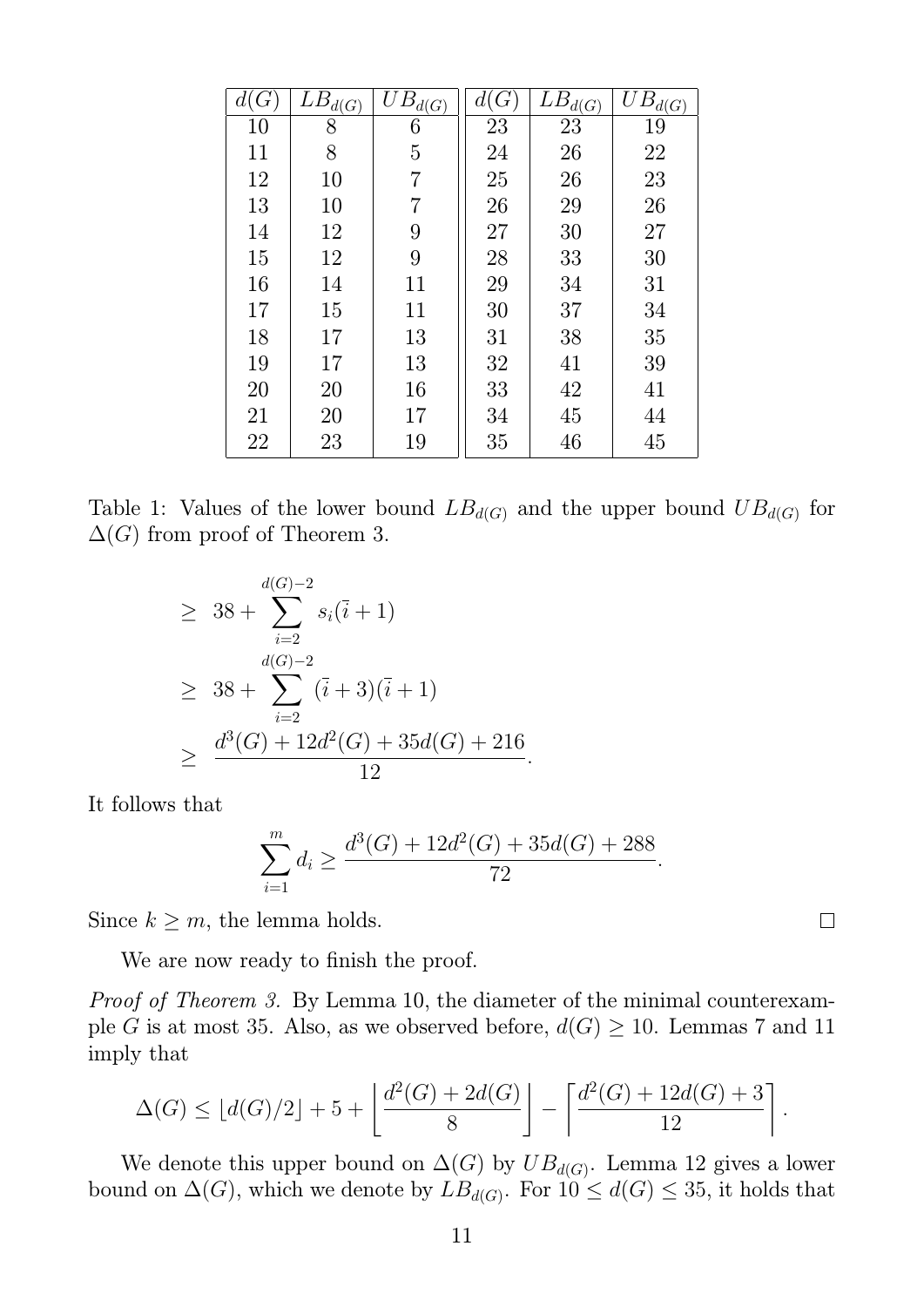| $d(G)$ | $LB_{d(G)}$ | $UB_{d(G)}$ | $d(G)$ | $LB_{d(G)}$ | $UB_{d(G)}$ |
|---|---|---|---|---|---|
| 10 | 8 | 6 | 23 | 23 | 19 |
| 11 | 8 | 5 | 24 | 26 | 22 |
| 12 | 10 | 7 | 25 | 26 | 23 |
| 13 | 10 | 7 | 26 | 29 | 26 |
| 14 | 12 | 9 | 27 | 30 | 27 |
| 15 | 12 | 9 | 28 | 33 | 30 |
| 16 | 14 | 11 | 29 | 34 | 31 |
| 17 | 15 | 11 | 30 | 37 | 34 |
| 18 | 17 | 13 | 31 | 38 | 35 |
| 19 | 17 | 13 | 32 | 41 | 39 |
| 20 | 20 | 16 | 33 | 42 | 41 |
| 21 | 20 | 17 | 34 | 45 | 44 |
| 22 | 23 | 19 | 35 | 46 | 45 |

Table 1: Values of the lower bound $LB_{d(G)}$ and the upper bound $UB_{d(G)}$ for $\Delta(G)$ from proof of Theorem 3.

$$
\begin{aligned}
&\geq 38 + \sum_{i=2}^{d(G)-2} s_i(\bar{i}+1) \\
&\geq 38 + \sum_{i=2}^{d(G)-2} (\bar{i}+3)(\bar{i}+1) \\
&\geq \frac{d^3(G) + 12d^2(G) + 35d(G) + 216}{12}.
\end{aligned}
$$

It follows that

$$\sum_{i=1}^{m} d_i \geq \frac{d^3(G) + 12d^2(G) + 35d(G) + 288}{72}.$$

Since $k \geq m$, the lemma holds. □

We are now ready to finish the proof.

*Proof of Theorem 3.* By Lemma 10, the diameter of the minimal counterexample $G$ is at most 35. Also, as we observed before, $d(G) \geq 10$. Lemmas 7 and 11 imply that

$$\Delta(G) \leq \lfloor d(G)/2 \rfloor + 5 + \left\lfloor \frac{d^2(G) + 2d(G)}{8} \right\rfloor - \left\lceil \frac{d^2(G) + 12d(G) + 3}{12} \right\rceil.$$

We denote this upper bound on $\Delta(G)$ by $UB_{d(G)}$. Lemma 12 gives a lower bound on $\Delta(G)$, which we denote by $LB_{d(G)}$. For $10 \leq d(G) \leq 35$, it holds that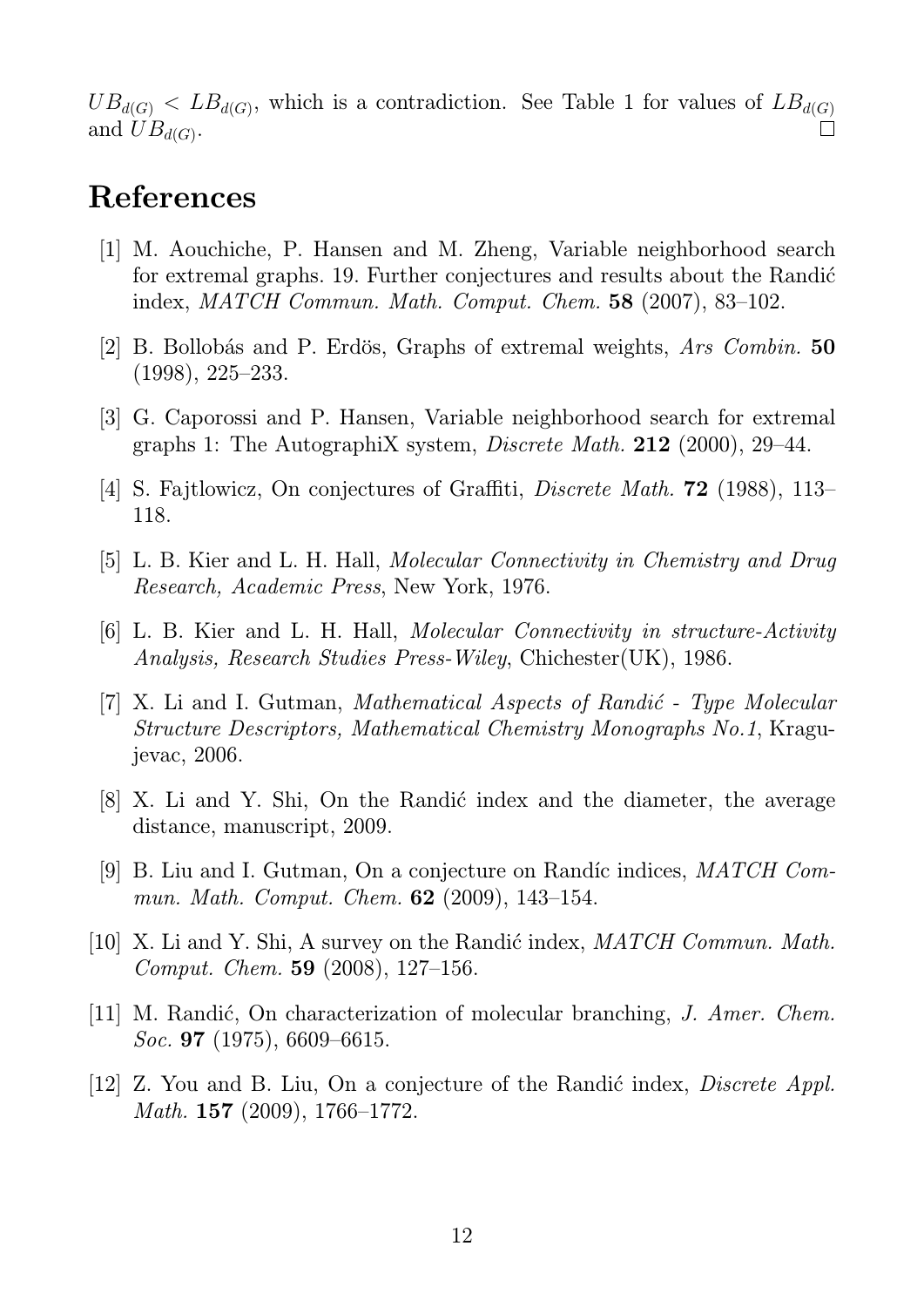$UB_{d(G)} < LB_{d(G)}$, which is a contradiction. See Table 1 for values of $LB_{d(G)}$ and $UB_{d(G)}$. □

# References

[1] M. Aouchiche, P. Hansen and M. Zheng, Variable neighborhood search for extremal graphs. 19. Further conjectures and results about the Randić index, *MATCH Commun. Math. Comput. Chem.* **58** (2007), 83–102.

[2] B. Bollobás and P. Erdös, Graphs of extremal weights, *Ars Combin.* **50** (1998), 225–233.

[3] G. Caporossi and P. Hansen, Variable neighborhood search for extremal graphs 1: The AutographiX system, *Discrete Math.* **212** (2000), 29–44.

[4] S. Fajtlowicz, On conjectures of Graffiti, *Discrete Math.* **72** (1988), 113–118.

[5] L. B. Kier and L. H. Hall, *Molecular Connectivity in Chemistry and Drug Research, Academic Press*, New York, 1976.

[6] L. B. Kier and L. H. Hall, *Molecular Connectivity in structure-Activity Analysis, Research Studies Press-Wiley*, Chichester(UK), 1986.

[7] X. Li and I. Gutman, *Mathematical Aspects of Randić - Type Molecular Structure Descriptors, Mathematical Chemistry Monographs No.1*, Kragujevac, 2006.

[8] X. Li and Y. Shi, On the Randić index and the diameter, the average distance, manuscript, 2009.

[9] B. Liu and I. Gutman, On a conjecture on Randíc indices, *MATCH Commun. Math. Comput. Chem.* **62** (2009), 143–154.

[10] X. Li and Y. Shi, A survey on the Randić index, *MATCH Commun. Math. Comput. Chem.* **59** (2008), 127–156.

[11] M. Randić, On characterization of molecular branching, *J. Amer. Chem. Soc.* **97** (1975), 6609–6615.

[12] Z. You and B. Liu, On a conjecture of the Randić index, *Discrete Appl. Math.* **157** (2009), 1766–1772.